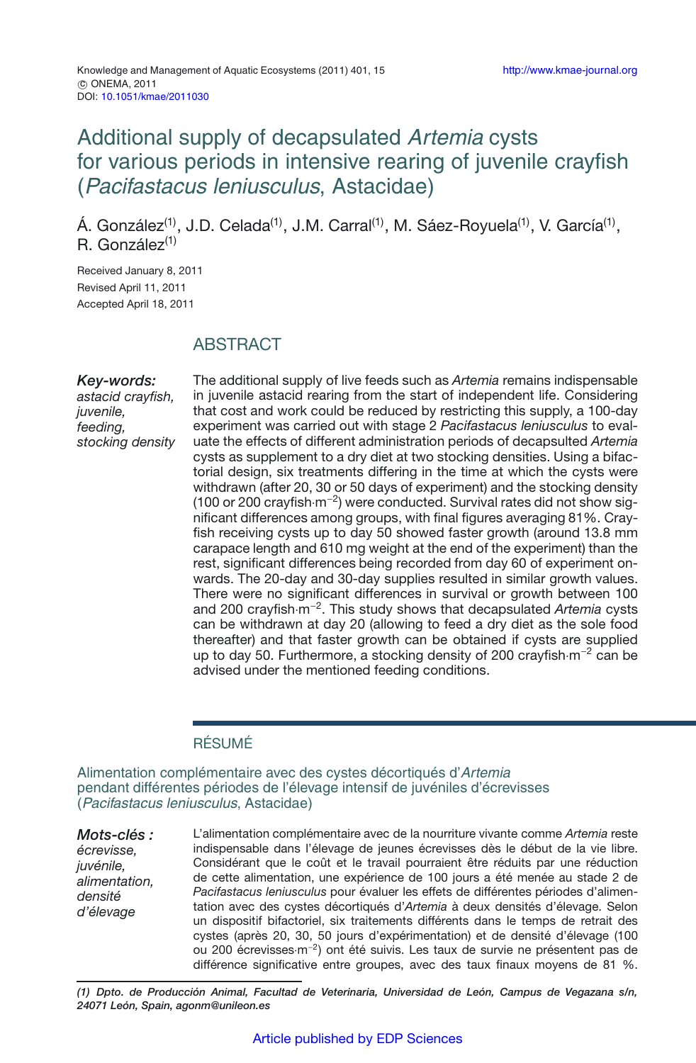Knowledge and Management of Aquatic Ecosystems (2011) 401, 15
© ONEMA, 2011
DOI: 10.1051/kmae/2011030

# Additional supply of decapsulated *Artemia* cysts for various periods in intensive rearing of juvenile crayfish (*Pacifastacus leniusculus*, Astacidae)

Á. González[(1)], J.D. Celada[(1)], J.M. Carral[(1)], M. Sáez-Royuela[(1)], V. García[(1)], R. González[(1)]

Received January 8, 2011
Revised April 11, 2011
Accepted April 18, 2011

## ABSTRACT

***Key-words:*** *astacid crayfish, juvenile, feeding, stocking density*

The additional supply of live feeds such as *Artemia* remains indispensable in juvenile astacid rearing from the start of independent life. Considering that cost and work could be reduced by restricting this supply, a 100-day experiment was carried out with stage 2 *Pacifastacus leniusculus* to evaluate the effects of different administration periods of decapsulated *Artemia* cysts as supplement to a dry diet at two stocking densities. Using a bifactorial design, six treatments differing in the time at which the cysts were withdrawn (after 20, 30 or 50 days of experiment) and the stocking density (100 or 200 crayfish·m$^{-2}$) were conducted. Survival rates did not show significant differences among groups, with final figures averaging 81%. Crayfish receiving cysts up to day 50 showed faster growth (around 13.8 mm carapace length and 610 mg weight at the end of the experiment) than the rest, significant differences being recorded from day 60 of experiment onwards. The 20-day and 30-day supplies resulted in similar growth values. There were no significant differences in survival or growth between 100 and 200 crayfish·m$^{-2}$. This study shows that decapsulated *Artemia* cysts can be withdrawn at day 20 (allowing to feed a dry diet as the sole food thereafter) and that faster growth can be obtained if cysts are supplied up to day 50. Furthermore, a stocking density of 200 crayfish·m$^{-2}$ can be advised under the mentioned feeding conditions.

## RÉSUMÉ

### Alimentation complémentaire avec des cystes décortiqués d'*Artemia* pendant différentes périodes de l'élevage intensif de juvéniles d'écrevisses (*Pacifastacus leniusculus*, Astacidae)

***Mots-clés :*** *écrevisse, juvénile, alimentation, densité d'élevage*

L'alimentation complémentaire avec de la nourriture vivante comme *Artemia* reste indispensable dans l'élevage de jeunes écrevisses dès le début de la vie libre. Considérant que le coût et le travail pourraient être réduits par une réduction de cette alimentation, une expérience de 100 jours a été menée au stade 2 de *Pacifastacus leniusculus* pour évaluer les effets de différentes périodes d'alimentation avec des cystes décortiqués d'*Artemia* à deux densités d'élevage. Selon un dispositif bifactoriel, six traitements différents dans le temps de retrait des cystes (après 20, 30, 50 jours d'expérimentation) et de densité d'élevage (100 ou 200 écrevisses·m$^{-2}$) ont été suivis. Les taux de survie ne présentent pas de différence significative entre groupes, avec des taux finaux moyens de 81 %.

---

***(1) Dpto. de Producción Animal, Facultad de Veterinaria, Universidad de León, Campus de Vegazana s/n, 24071 León, Spain, agonm@unileon.es***

Article published by EDP Sciences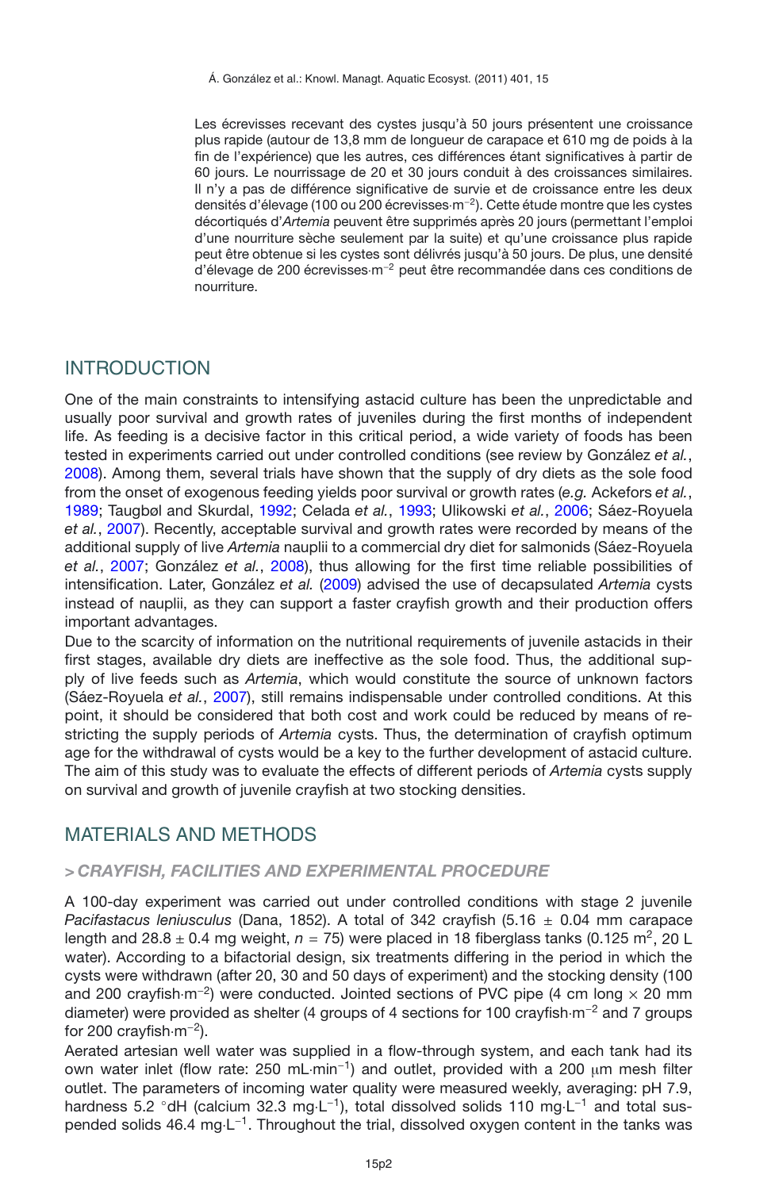Les écrevisses recevant des cystes jusqu'à 50 jours présentent une croissance plus rapide (autour de 13,8 mm de longueur de carapace et 610 mg de poids à la fin de l'expérience) que les autres, ces différences étant significatives à partir de 60 jours. Le nourrissage de 20 et 30 jours conduit à des croissances similaires. Il n'y a pas de différence significative de survie et de croissance entre les deux densités d'élevage (100 ou 200 écrevisses·m$^{-2}$). Cette étude montre que les cystes décortiqués d'*Artemia* peuvent être supprimés après 20 jours (permettant l'emploi d'une nourriture sèche seulement par la suite) et qu'une croissance plus rapide peut être obtenue si les cystes sont délivrés jusqu'à 50 jours. De plus, une densité d'élevage de 200 écrevisses·m$^{-2}$ peut être recommandée dans ces conditions de nourriture.

## INTRODUCTION

One of the main constraints to intensifying astacid culture has been the unpredictable and usually poor survival and growth rates of juveniles during the first months of independent life. As feeding is a decisive factor in this critical period, a wide variety of foods has been tested in experiments carried out under controlled conditions (see review by González *et al.*, 2008). Among them, several trials have shown that the supply of dry diets as the sole food from the onset of exogenous feeding yields poor survival or growth rates (*e.g.* Ackefors *et al.*, 1989; Taugbøl and Skurdal, 1992; Celada *et al.*, 1993; Ulikowski *et al.*, 2006; Sáez-Royuela *et al.*, 2007). Recently, acceptable survival and growth rates were recorded by means of the additional supply of live *Artemia* nauplii to a commercial dry diet for salmonids (Sáez-Royuela *et al.*, 2007; González *et al.*, 2008), thus allowing for the first time reliable possibilities of intensification. Later, González *et al.* (2009) advised the use of decapsulated *Artemia* cysts instead of nauplii, as they can support a faster crayfish growth and their production offers important advantages.

Due to the scarcity of information on the nutritional requirements of juvenile astacids in their first stages, available dry diets are ineffective as the sole food. Thus, the additional supply of live feeds such as *Artemia*, which would constitute the source of unknown factors (Sáez-Royuela *et al.*, 2007), still remains indispensable under controlled conditions. At this point, it should be considered that both cost and work could be reduced by means of restricting the supply periods of *Artemia* cysts. Thus, the determination of crayfish optimum age for the withdrawal of cysts would be a key to the further development of astacid culture. The aim of this study was to evaluate the effects of different periods of *Artemia* cysts supply on survival and growth of juvenile crayfish at two stocking densities.

## MATERIALS AND METHODS

### > *CRAYFISH, FACILITIES AND EXPERIMENTAL PROCEDURE*

A 100-day experiment was carried out under controlled conditions with stage 2 juvenile *Pacifastacus leniusculus* (Dana, 1852). A total of 342 crayfish (5.16 ± 0.04 mm carapace length and 28.8 ± 0.4 mg weight, $n = 75$) were placed in 18 fiberglass tanks (0.125 m$^2$, 20 L water). According to a bifactorial design, six treatments differing in the period in which the cysts were withdrawn (after 20, 30 and 50 days of experiment) and the stocking density (100 and 200 crayfish·m$^{-2}$) were conducted. Jointed sections of PVC pipe (4 cm long × 20 mm diameter) were provided as shelter (4 groups of 4 sections for 100 crayfish·m$^{-2}$ and 7 groups for 200 crayfish·m$^{-2}$).

Aerated artesian well water was supplied in a flow-through system, and each tank had its own water inlet (flow rate: 250 mL·min$^{-1}$) and outlet, provided with a 200 μm mesh filter outlet. The parameters of incoming water quality were measured weekly, averaging: pH 7.9, hardness 5.2 °dH (calcium 32.3 mg·L$^{-1}$), total dissolved solids 110 mg·L$^{-1}$ and total suspended solids 46.4 mg·L$^{-1}$. Throughout the trial, dissolved oxygen content in the tanks was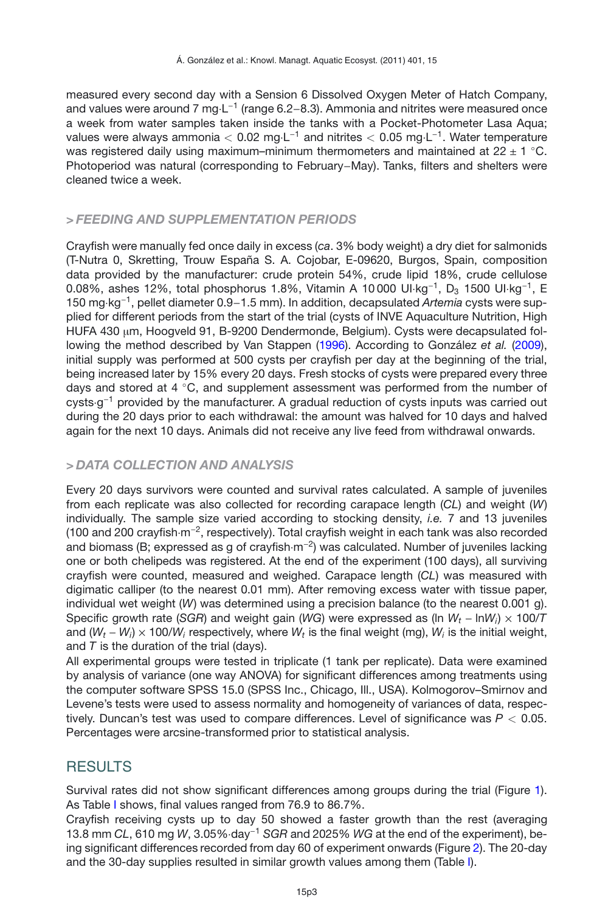measured every second day with a Sension 6 Dissolved Oxygen Meter of Hatch Company, and values were around 7 mg·L$^{-1}$ (range 6.2–8.3). Ammonia and nitrites were measured once a week from water samples taken inside the tanks with a Pocket-Photometer Lasa Aqua; values were always ammonia < 0.02 mg·L$^{-1}$ and nitrites < 0.05 mg·L$^{-1}$. Water temperature was registered daily using maximum–minimum thermometers and maintained at 22 ± 1 °C. Photoperiod was natural (corresponding to February−May). Tanks, filters and shelters were cleaned twice a week.

## > *FEEDING AND SUPPLEMENTATION PERIODS*

Crayfish were manually fed once daily in excess (*ca*. 3% body weight) a dry diet for salmonids (T-Nutra 0, Skretting, Trouw España S. A. Cojobar, E-09620, Burgos, Spain, composition data provided by the manufacturer: crude protein 54%, crude lipid 18%, crude cellulose 0.08%, ashes 12%, total phosphorus 1.8%, Vitamin A 10 000 UI·kg$^{-1}$, $D_3$ 1500 UI·kg$^{-1}$, E 150 mg·kg$^{-1}$, pellet diameter 0.9−1.5 mm). In addition, decapsulated *Artemia* cysts were supplied for different periods from the start of the trial (cysts of INVE Aquaculture Nutrition, High HUFA 430 μm, Hoogveld 91, B-9200 Dendermonde, Belgium). Cysts were decapsulated following the method described by Van Stappen (1996). According to González *et al.* (2009), initial supply was performed at 500 cysts per crayfish per day at the beginning of the trial, being increased later by 15% every 20 days. Fresh stocks of cysts were prepared every three days and stored at 4 °C, and supplement assessment was performed from the number of cysts·g$^{-1}$ provided by the manufacturer. A gradual reduction of cysts inputs was carried out during the 20 days prior to each withdrawal: the amount was halved for 10 days and halved again for the next 10 days. Animals did not receive any live feed from withdrawal onwards.

## > *DATA COLLECTION AND ANALYSIS*

Every 20 days survivors were counted and survival rates calculated. A sample of juveniles from each replicate was also collected for recording carapace length (*CL*) and weight (*W*) individually. The sample size varied according to stocking density, *i.e.* 7 and 13 juveniles (100 and 200 crayfish·m$^{-2}$, respectively). Total crayfish weight in each tank was also recorded and biomass (B; expressed as g of crayfish·m$^{-2}$) was calculated. Number of juveniles lacking one or both chelipeds was registered. At the end of the experiment (100 days), all surviving crayfish were counted, measured and weighed. Carapace length (*CL*) was measured with digimatic calliper (to the nearest 0.01 mm). After removing excess water with tissue paper, individual wet weight (*W*) was determined using a precision balance (to the nearest 0.001 g). Specific growth rate (*SGR*) and weight gain (*WG*) were expressed as $(\ln W_t - \ln W_i) \times 100/T$ and $(W_t - W_i) \times 100/W_i$ respectively, where $W_t$ is the final weight (mg), $W_i$ is the initial weight, and $T$ is the duration of the trial (days).

All experimental groups were tested in triplicate (1 tank per replicate). Data were examined by analysis of variance (one way ANOVA) for significant differences among treatments using the computer software SPSS 15.0 (SPSS Inc., Chicago, Ill., USA). Kolmogorov–Smirnov and Levene's tests were used to assess normality and homogeneity of variances of data, respectively. Duncan's test was used to compare differences. Level of significance was $P < 0.05$. Percentages were arcsine-transformed prior to statistical analysis.

# RESULTS

Survival rates did not show significant differences among groups during the trial (Figure 1). As Table I shows, final values ranged from 76.9 to 86.7%.

Crayfish receiving cysts up to day 50 showed a faster growth than the rest (averaging 13.8 mm *CL*, 610 mg *W*, 3.05%·day$^{-1}$ *SGR* and 2025% *WG* at the end of the experiment), being significant differences recorded from day 60 of experiment onwards (Figure 2). The 20-day and the 30-day supplies resulted in similar growth values among them (Table I).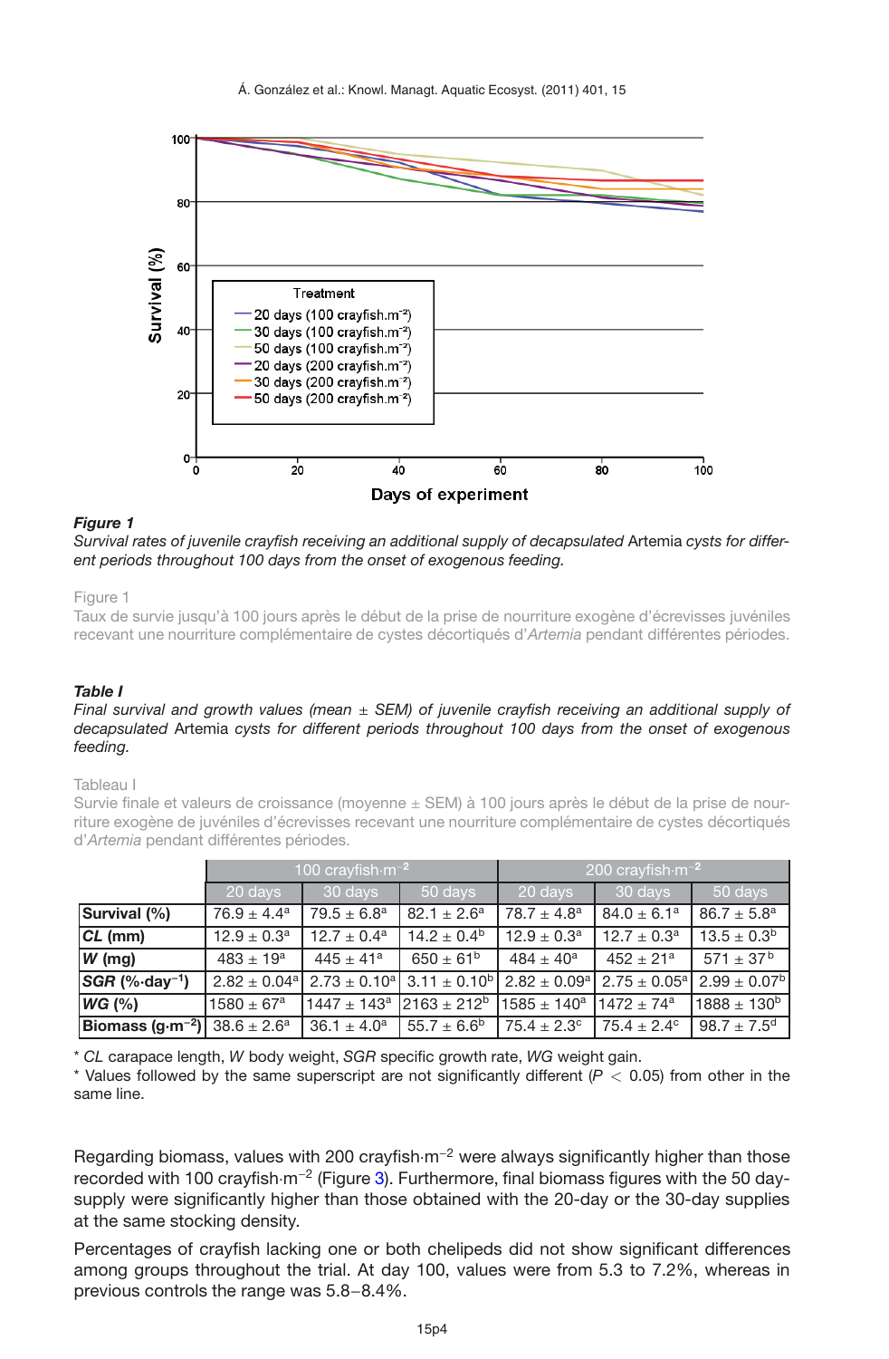***Figure 1***
*Survival rates of juvenile crayfish receiving an additional supply of decapsulated* Artemia *cysts for different periods throughout 100 days from the onset of exogenous feeding.*

Figure 1
Taux de survie jusqu'à 100 jours après le début de la prise de nourriture exogène d'écrevisses juvéniles recevant une nourriture complémentaire de cystes décortiqués d'*Artemia* pendant différentes périodes.

***Table I***
*Final survival and growth values (mean ± SEM) of juvenile crayfish receiving an additional supply of decapsulated* Artemia *cysts for different periods throughout 100 days from the onset of exogenous feeding.*

Tableau I
Survie finale et valeurs de croissance (moyenne ± SEM) à 100 jours après le début de la prise de nourriture exogène de juvéniles d'écrevisses recevant une nourriture complémentaire de cystes décortiqués d'*Artemia* pendant différentes périodes.

| | 100 crayfish·m$^{-2}$ | | | 200 crayfish·m$^{-2}$ | | |
|---|---|---|---|---|---|---|
| | 20 days | 30 days | 50 days | 20 days | 30 days | 50 days |
| **Survival (%)** | 76.9 ± 4.4$^{a}$ | 79.5 ± 6.8$^{a}$ | 82.1 ± 2.6$^{a}$ | 78.7 ± 4.8$^{a}$ | 84.0 ± 6.1$^{a}$ | 86.7 ± 5.8$^{a}$ |
| ***CL* (mm)** | 12.9 ± 0.3$^{a}$ | 12.7 ± 0.4$^{a}$ | 14.2 ± 0.4$^{b}$ | 12.9 ± 0.3$^{a}$ | 12.7 ± 0.3$^{a}$ | 13.5 ± 0.3$^{b}$ |
| ***W* (mg)** | 483 ± 19$^{a}$ | 445 ± 41$^{a}$ | 650 ± 61$^{b}$ | 484 ± 40$^{a}$ | 452 ± 21$^{a}$ | 571 ± 37$^{b}$ |
| ***SGR* (%·day$^{-1}$)** | 2.82 ± 0.04$^{a}$ | 2.73 ± 0.10$^{a}$ | 3.11 ± 0.10$^{b}$ | 2.82 ± 0.09$^{a}$ | 2.75 ± 0.05$^{a}$ | 2.99 ± 0.07$^{b}$ |
| ***WG* (%)** | 1580 ± 67$^{a}$ | 1447 ± 143$^{a}$ | 2163 ± 212$^{b}$ | 1585 ± 140$^{a}$ | 1472 ± 74$^{a}$ | 1888 ± 130$^{b}$ |
| **Biomass (g·m$^{-2}$)** | 38.6 ± 2.6$^{a}$ | 36.1 ± 4.0$^{a}$ | 55.7 ± 6.6$^{b}$ | 75.4 ± 2.3$^{c}$ | 75.4 ± 2.4$^{c}$ | 98.7 ± 7.5$^{d}$ |

* *CL* carapace length, *W* body weight, *SGR* specific growth rate, *WG* weight gain.
* Values followed by the same superscript are not significantly different ($P < 0.05$) from other in the same line.

Regarding biomass, values with 200 crayfish·m$^{-2}$ were always significantly higher than those recorded with 100 crayfish·m$^{-2}$ (Figure 3). Furthermore, final biomass figures with the 50 day-supply were significantly higher than those obtained with the 20-day or the 30-day supplies at the same stocking density.

Percentages of crayfish lacking one or both chelipeds did not show significant differences among groups throughout the trial. At day 100, values were from 5.3 to 7.2%, whereas in previous controls the range was 5.8–8.4%.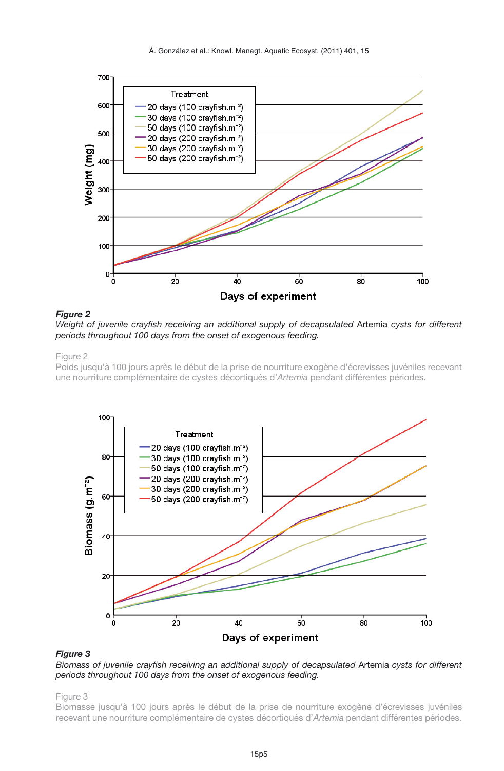**Figure 2**
*Weight of juvenile crayfish receiving an additional supply of decapsulated* Artemia *cysts for different periods throughout 100 days from the onset of exogenous feeding.*

Figure 2
Poids jusqu'à 100 jours après le début de la prise de nourriture exogène d'écrevisses juvéniles recevant une nourriture complémentaire de cystes décortiqués d'*Artemia* pendant différentes périodes.

**Figure 3**
*Biomass of juvenile crayfish receiving an additional supply of decapsulated* Artemia *cysts for different periods throughout 100 days from the onset of exogenous feeding.*

Figure 3
Biomasse jusqu'à 100 jours après le début de la prise de nourriture exogène d'écrevisses juvéniles recevant une nourriture complémentaire de cystes décortiqués d'*Artemia* pendant différentes périodes.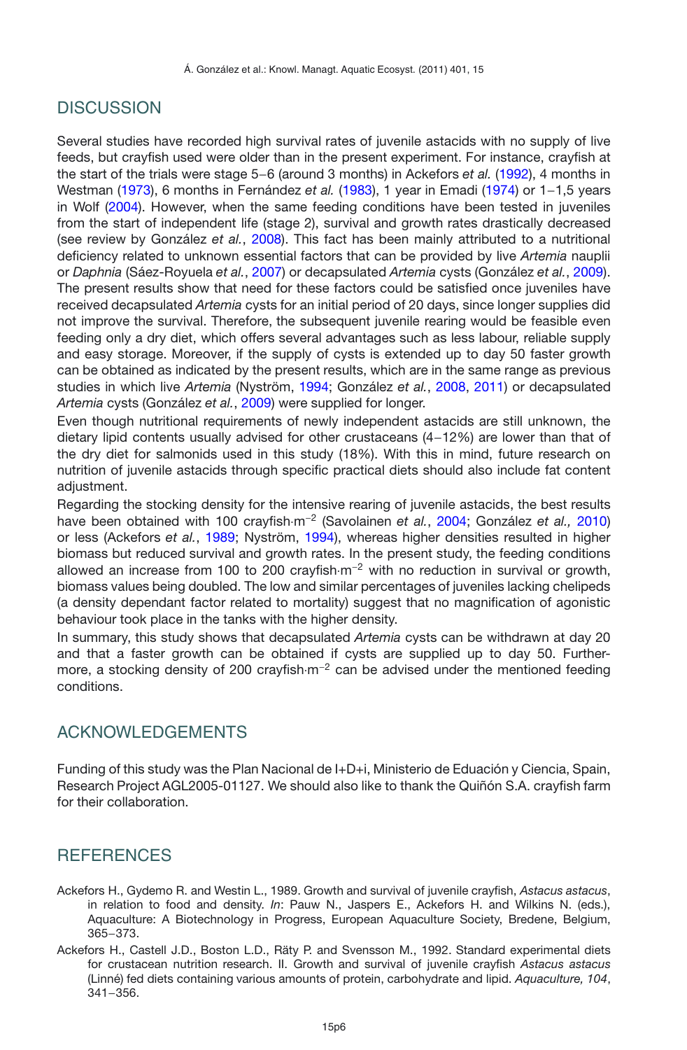## DISCUSSION

Several studies have recorded high survival rates of juvenile astacids with no supply of live feeds, but crayfish used were older than in the present experiment. For instance, crayfish at the start of the trials were stage 5–6 (around 3 months) in Ackefors *et al.* (1992), 4 months in Westman (1973), 6 months in Fernández *et al.* (1983), 1 year in Emadi (1974) or 1–1,5 years in Wolf (2004). However, when the same feeding conditions have been tested in juveniles from the start of independent life (stage 2), survival and growth rates drastically decreased (see review by González *et al.*, 2008). This fact has been mainly attributed to a nutritional deficiency related to unknown essential factors that can be provided by live *Artemia* nauplii or *Daphnia* (Sáez-Royuela *et al.*, 2007) or decapsulated *Artemia* cysts (González *et al.*, 2009). The present results show that need for these factors could be satisfied once juveniles have received decapsulated *Artemia* cysts for an initial period of 20 days, since longer supplies did not improve the survival. Therefore, the subsequent juvenile rearing would be feasible even feeding only a dry diet, which offers several advantages such as less labour, reliable supply and easy storage. Moreover, if the supply of cysts is extended up to day 50 faster growth can be obtained as indicated by the present results, which are in the same range as previous studies in which live *Artemia* (Nyström, 1994; González *et al.*, 2008, 2011) or decapsulated *Artemia* cysts (González *et al.*, 2009) were supplied for longer.

Even though nutritional requirements of newly independent astacids are still unknown, the dietary lipid contents usually advised for other crustaceans (4–12%) are lower than that of the dry diet for salmonids used in this study (18%). With this in mind, future research on nutrition of juvenile astacids through specific practical diets should also include fat content adjustment.

Regarding the stocking density for the intensive rearing of juvenile astacids, the best results have been obtained with 100 crayfish·m$^{-2}$ (Savolainen *et al.*, 2004; González *et al.,* 2010) or less (Ackefors *et al.*, 1989; Nyström, 1994), whereas higher densities resulted in higher biomass but reduced survival and growth rates. In the present study, the feeding conditions allowed an increase from 100 to 200 crayfish·m$^{-2}$ with no reduction in survival or growth, biomass values being doubled. The low and similar percentages of juveniles lacking chelipeds (a density dependant factor related to mortality) suggest that no magnification of agonistic behaviour took place in the tanks with the higher density.

In summary, this study shows that decapsulated *Artemia* cysts can be withdrawn at day 20 and that a faster growth can be obtained if cysts are supplied up to day 50. Furthermore, a stocking density of 200 crayfish·m$^{-2}$ can be advised under the mentioned feeding conditions.

## ACKNOWLEDGEMENTS

Funding of this study was the Plan Nacional de I+D+i, Ministerio de Eduación y Ciencia, Spain, Research Project AGL2005-01127. We should also like to thank the Quiñón S.A. crayfish farm for their collaboration.

## REFERENCES

Ackefors H., Gydemo R. and Westin L., 1989. Growth and survival of juvenile crayfish, *Astacus astacus*, in relation to food and density. *In*: Pauw N., Jaspers E., Ackefors H. and Wilkins N. (eds.), Aquaculture: A Biotechnology in Progress, European Aquaculture Society, Bredene, Belgium, 365–373.

Ackefors H., Castell J.D., Boston L.D., Räty P. and Svensson M., 1992. Standard experimental diets for crustacean nutrition research. II. Growth and survival of juvenile crayfish *Astacus astacus* (Linné) fed diets containing various amounts of protein, carbohydrate and lipid. *Aquaculture, 104*, 341–356.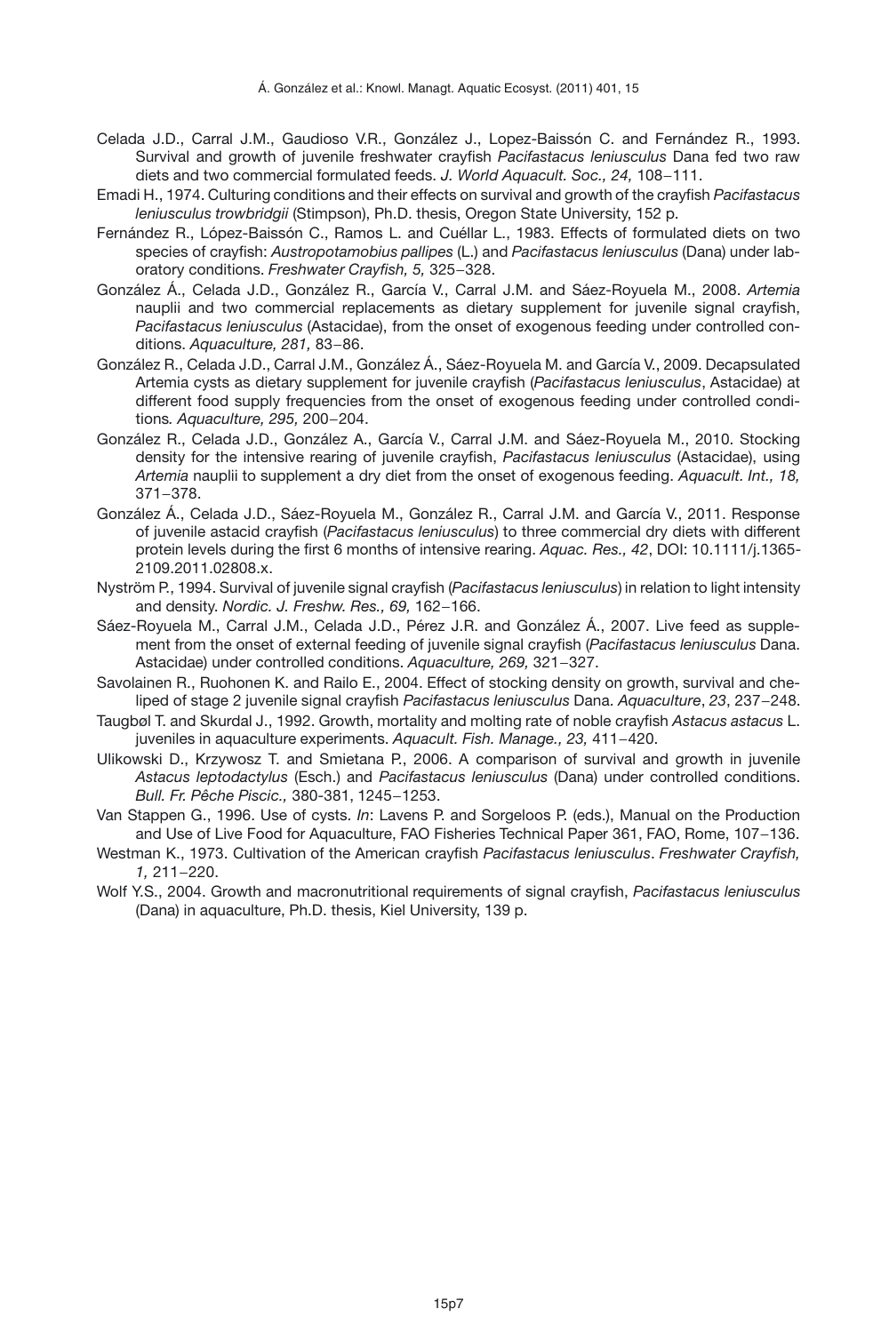Celada J.D., Carral J.M., Gaudioso V.R., González J., Lopez-Baissón C. and Fernández R., 1993. Survival and growth of juvenile freshwater crayfish *Pacifastacus leniusculus* Dana fed two raw diets and two commercial formulated feeds. *J. World Aquacult. Soc., 24,* 108–111.

Emadi H., 1974. Culturing conditions and their effects on survival and growth of the crayfish *Pacifastacus leniusculus trowbridgii* (Stimpson), Ph.D. thesis, Oregon State University, 152 p.

Fernández R., López-Baissón C., Ramos L. and Cuéllar L., 1983. Effects of formulated diets on two species of crayfish: *Austropotamobius pallipes* (L.) and *Pacifastacus leniusculus* (Dana) under laboratory conditions. *Freshwater Crayfish, 5,* 325–328.

González Á., Celada J.D., González R., García V., Carral J.M. and Sáez-Royuela M., 2008. *Artemia* nauplii and two commercial replacements as dietary supplement for juvenile signal crayfish, *Pacifastacus leniusculus* (Astacidae), from the onset of exogenous feeding under controlled conditions. *Aquaculture, 281,* 83–86.

González R., Celada J.D., Carral J.M., González Á., Sáez-Royuela M. and García V., 2009. Decapsulated Artemia cysts as dietary supplement for juvenile crayfish (*Pacifastacus leniusculus*, Astacidae) at different food supply frequencies from the onset of exogenous feeding under controlled conditions*. Aquaculture, 295,* 200–204.

González R., Celada J.D., González A., García V., Carral J.M. and Sáez-Royuela M., 2010. Stocking density for the intensive rearing of juvenile crayfish, *Pacifastacus leniusculus* (Astacidae), using *Artemia* nauplii to supplement a dry diet from the onset of exogenous feeding. *Aquacult. Int., 18,* 371–378.

González Á., Celada J.D., Sáez-Royuela M., González R., Carral J.M. and García V., 2011. Response of juvenile astacid crayfish (*Pacifastacus leniusculus*) to three commercial dry diets with different protein levels during the first 6 months of intensive rearing. *Aquac. Res., 42*, DOI: 10.1111/j.1365-2109.2011.02808.x.

Nyström P., 1994. Survival of juvenile signal crayfish (*Pacifastacus leniusculus*) in relation to light intensity and density. *Nordic. J. Freshw. Res., 69,* 162–166.

Sáez-Royuela M., Carral J.M., Celada J.D., Pérez J.R. and González Á., 2007. Live feed as supplement from the onset of external feeding of juvenile signal crayfish (*Pacifastacus leniusculus* Dana. Astacidae) under controlled conditions. *Aquaculture, 269,* 321–327.

Savolainen R., Ruohonen K. and Railo E., 2004. Effect of stocking density on growth, survival and cheliped of stage 2 juvenile signal crayfish *Pacifastacus leniusculus* Dana. *Aquaculture*, *23*, 237–248.

Taugbøl T. and Skurdal J., 1992. Growth, mortality and molting rate of noble crayfish *Astacus astacus* L. juveniles in aquaculture experiments. *Aquacult. Fish. Manage., 23,* 411–420.

Ulikowski D., Krzywosz T. and Smietana P., 2006. A comparison of survival and growth in juvenile *Astacus leptodactylus* (Esch.) and *Pacifastacus leniusculus* (Dana) under controlled conditions. *Bull. Fr. Pêche Piscic.,* 380-381, 1245–1253.

Van Stappen G., 1996. Use of cysts. *In*: Lavens P. and Sorgeloos P. (eds.), Manual on the Production and Use of Live Food for Aquaculture, FAO Fisheries Technical Paper 361, FAO, Rome, 107–136.

Westman K., 1973. Cultivation of the American crayfish *Pacifastacus leniusculus*. *Freshwater Crayfish, 1,* 211–220.

Wolf Y.S., 2004. Growth and macronutritional requirements of signal crayfish, *Pacifastacus leniusculus* (Dana) in aquaculture, Ph.D. thesis, Kiel University, 139 p.